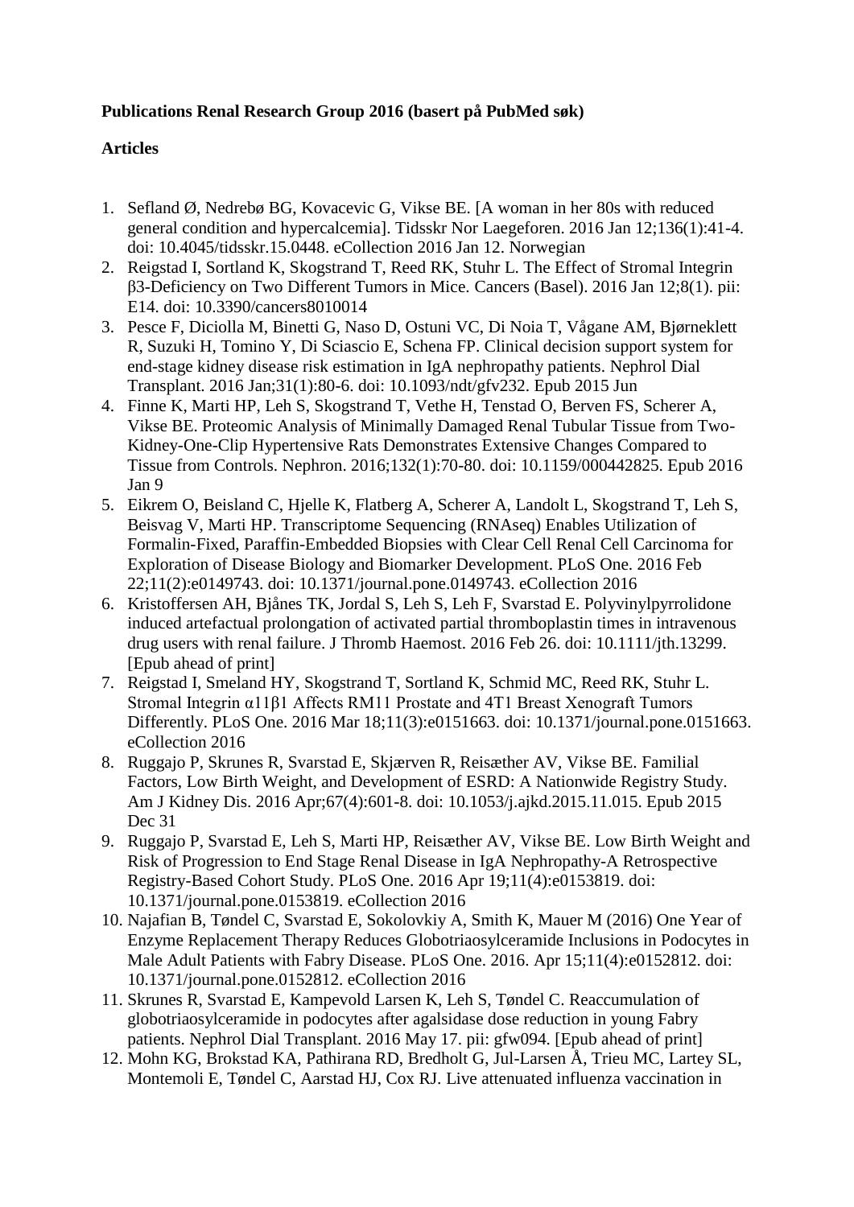**Publications Renal Research Group 2016 (basert på PubMed søk)**

**Articles**

1. Sefland Ø, Nedrebø BG, Kovacevic G, Vikse BE. [A woman in her 80s with reduced general condition and hypercalcemia]. Tidsskr Nor Laegeforen. 2016 Jan 12;136(1):41-4. doi: 10.4045/tidsskr.15.0448. eCollection 2016 Jan 12. Norwegian
2. Reigstad I, Sortland K, Skogstrand T, Reed RK, Stuhr L. The Effect of Stromal Integrin β3-Deficiency on Two Different Tumors in Mice. Cancers (Basel). 2016 Jan 12;8(1). pii: E14. doi: 10.3390/cancers8010014
3. Pesce F, Diciolla M, Binetti G, Naso D, Ostuni VC, Di Noia T, Vågane AM, Bjørneklett R, Suzuki H, Tomino Y, Di Sciascio E, Schena FP. Clinical decision support system for end-stage kidney disease risk estimation in IgA nephropathy patients. Nephrol Dial Transplant. 2016 Jan;31(1):80-6. doi: 10.1093/ndt/gfv232. Epub 2015 Jun
4. Finne K, Marti HP, Leh S, Skogstrand T, Vethe H, Tenstad O, Berven FS, Scherer A, Vikse BE. Proteomic Analysis of Minimally Damaged Renal Tubular Tissue from Two-Kidney-One-Clip Hypertensive Rats Demonstrates Extensive Changes Compared to Tissue from Controls. Nephron. 2016;132(1):70-80. doi: 10.1159/000442825. Epub 2016 Jan 9
5. Eikrem O, Beisland C, Hjelle K, Flatberg A, Scherer A, Landolt L, Skogstrand T, Leh S, Beisvag V, Marti HP. Transcriptome Sequencing (RNAseq) Enables Utilization of Formalin-Fixed, Paraffin-Embedded Biopsies with Clear Cell Renal Cell Carcinoma for Exploration of Disease Biology and Biomarker Development. PLoS One. 2016 Feb 22;11(2):e0149743. doi: 10.1371/journal.pone.0149743. eCollection 2016
6. Kristoffersen AH, Bjånes TK, Jordal S, Leh S, Leh F, Svarstad E. Polyvinylpyrrolidone induced artefactual prolongation of activated partial thromboplastin times in intravenous drug users with renal failure. J Thromb Haemost. 2016 Feb 26. doi: 10.1111/jth.13299. [Epub ahead of print]
7. Reigstad I, Smeland HY, Skogstrand T, Sortland K, Schmid MC, Reed RK, Stuhr L. Stromal Integrin α11β1 Affects RM11 Prostate and 4T1 Breast Xenograft Tumors Differently. PLoS One. 2016 Mar 18;11(3):e0151663. doi: 10.1371/journal.pone.0151663. eCollection 2016
8. Ruggajo P, Skrunes R, Svarstad E, Skjærven R, Reisæther AV, Vikse BE. Familial Factors, Low Birth Weight, and Development of ESRD: A Nationwide Registry Study. Am J Kidney Dis. 2016 Apr;67(4):601-8. doi: 10.1053/j.ajkd.2015.11.015. Epub 2015 Dec 31
9. Ruggajo P, Svarstad E, Leh S, Marti HP, Reisæther AV, Vikse BE. Low Birth Weight and Risk of Progression to End Stage Renal Disease in IgA Nephropathy-A Retrospective Registry-Based Cohort Study. PLoS One. 2016 Apr 19;11(4):e0153819. doi: 10.1371/journal.pone.0153819. eCollection 2016
10. Najafian B, Tøndel C, Svarstad E, Sokolovkiy A, Smith K, Mauer M (2016) One Year of Enzyme Replacement Therapy Reduces Globotriaosylceramide Inclusions in Podocytes in Male Adult Patients with Fabry Disease. PLoS One. 2016. Apr 15;11(4):e0152812. doi: 10.1371/journal.pone.0152812. eCollection 2016
11. Skrunes R, Svarstad E, Kampevold Larsen K, Leh S, Tøndel C. Reaccumulation of globotriaosylceramide in podocytes after agalsidase dose reduction in young Fabry patients. Nephrol Dial Transplant. 2016 May 17. pii: gfw094. [Epub ahead of print]
12. Mohn KG, Brokstad KA, Pathirana RD, Bredholt G, Jul-Larsen Å, Trieu MC, Lartey SL, Montemoli E, Tøndel C, Aarstad HJ, Cox RJ. Live attenuated influenza vaccination in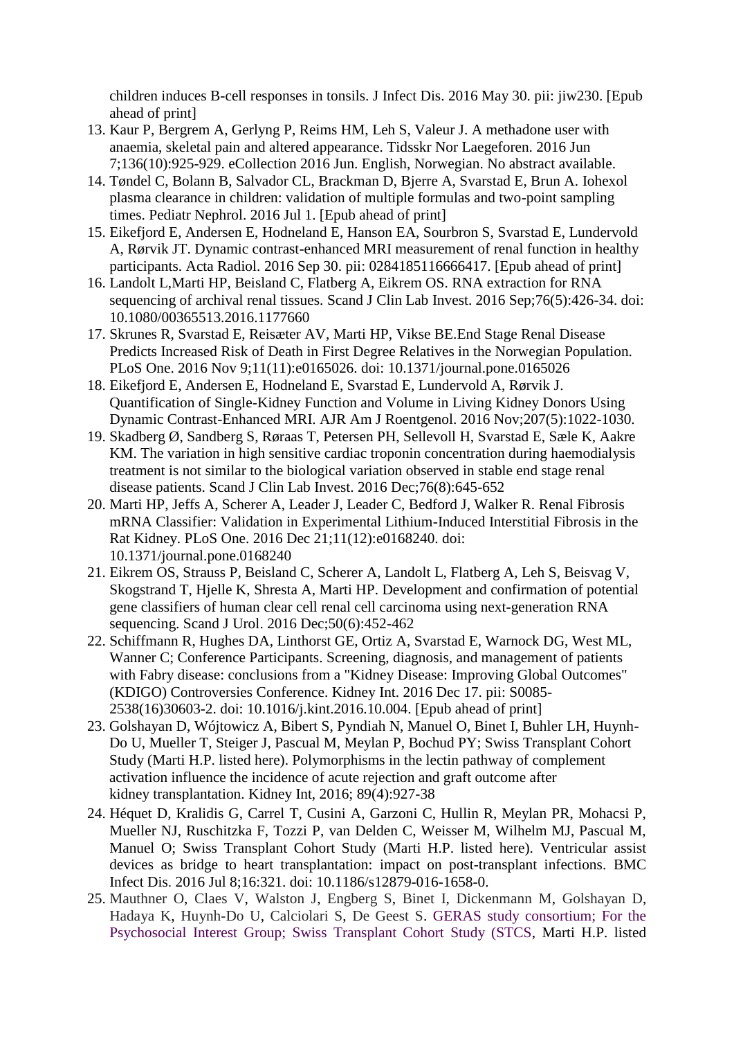children induces B-cell responses in tonsils. J Infect Dis. 2016 May 30. pii: jiw230. [Epub ahead of print]

13. Kaur P, Bergrem A, Gerlyng P, Reims HM, Leh S, Valeur J. A methadone user with anaemia, skeletal pain and altered appearance. Tidsskr Nor Laegeforen. 2016 Jun 7;136(10):925-929. eCollection 2016 Jun. English, Norwegian. No abstract available.
14. Tøndel C, Bolann B, Salvador CL, Brackman D, Bjerre A, Svarstad E, Brun A. Iohexol plasma clearance in children: validation of multiple formulas and two-point sampling times. Pediatr Nephrol. 2016 Jul 1. [Epub ahead of print]
15. Eikefjord E, Andersen E, Hodneland E, Hanson EA, Sourbron S, Svarstad E, Lundervold A, Rørvik JT. Dynamic contrast-enhanced MRI measurement of renal function in healthy participants. Acta Radiol. 2016 Sep 30. pii: 0284185116666417. [Epub ahead of print]
16. Landolt L,Marti HP, Beisland C, Flatberg A, Eikrem OS. RNA extraction for RNA sequencing of archival renal tissues. Scand J Clin Lab Invest. 2016 Sep;76(5):426-34. doi: 10.1080/00365513.2016.1177660
17. Skrunes R, Svarstad E, Reisæter AV, Marti HP, Vikse BE.End Stage Renal Disease Predicts Increased Risk of Death in First Degree Relatives in the Norwegian Population. PLoS One. 2016 Nov 9;11(11):e0165026. doi: 10.1371/journal.pone.0165026
18. Eikefjord E, Andersen E, Hodneland E, Svarstad E, Lundervold A, Rørvik J. Quantification of Single-Kidney Function and Volume in Living Kidney Donors Using Dynamic Contrast-Enhanced MRI. AJR Am J Roentgenol. 2016 Nov;207(5):1022-1030.
19. Skadberg Ø, Sandberg S, Røraas T, Petersen PH, Sellevoll H, Svarstad E, Sæle K, Aakre KM. The variation in high sensitive cardiac troponin concentration during haemodialysis treatment is not similar to the biological variation observed in stable end stage renal disease patients. Scand J Clin Lab Invest. 2016 Dec;76(8):645-652
20. Marti HP, Jeffs A, Scherer A, Leader J, Leader C, Bedford J, Walker R. Renal Fibrosis mRNA Classifier: Validation in Experimental Lithium-Induced Interstitial Fibrosis in the Rat Kidney. PLoS One. 2016 Dec 21;11(12):e0168240. doi: 10.1371/journal.pone.0168240
21. Eikrem OS, Strauss P, Beisland C, Scherer A, Landolt L, Flatberg A, Leh S, Beisvag V, Skogstrand T, Hjelle K, Shresta A, Marti HP. Development and confirmation of potential gene classifiers of human clear cell renal cell carcinoma using next-generation RNA sequencing. Scand J Urol. 2016 Dec;50(6):452-462
22. Schiffmann R, Hughes DA, Linthorst GE, Ortiz A, Svarstad E, Warnock DG, West ML, Wanner C; Conference Participants. Screening, diagnosis, and management of patients with Fabry disease: conclusions from a "Kidney Disease: Improving Global Outcomes" (KDIGO) Controversies Conference. Kidney Int. 2016 Dec 17. pii: S0085-2538(16)30603-2. doi: 10.1016/j.kint.2016.10.004. [Epub ahead of print]
23. Golshayan D, Wójtowicz A, Bibert S, Pyndiah N, Manuel O, Binet I, Buhler LH, Huynh-Do U, Mueller T, Steiger J, Pascual M, Meylan P, Bochud PY; Swiss Transplant Cohort Study (Marti H.P. listed here). Polymorphisms in the lectin pathway of complement activation influence the incidence of acute rejection and graft outcome after kidney transplantation. Kidney Int, 2016; 89(4):927-38
24. Héquet D, Kralidis G, Carrel T, Cusini A, Garzoni C, Hullin R, Meylan PR, Mohacsi P, Mueller NJ, Ruschitzka F, Tozzi P, van Delden C, Weisser M, Wilhelm MJ, Pascual M, Manuel O; Swiss Transplant Cohort Study (Marti H.P. listed here). Ventricular assist devices as bridge to heart transplantation: impact on post-transplant infections. BMC Infect Dis. 2016 Jul 8;16:321. doi: 10.1186/s12879-016-1658-0.
25. Mauthner O, Claes V, Walston J, Engberg S, Binet I, Dickenmann M, Golshayan D, Hadaya K, Huynh-Do U, Calciolari S, De Geest S. GERAS study consortium; For the Psychosocial Interest Group; Swiss Transplant Cohort Study (STCS, Marti H.P. listed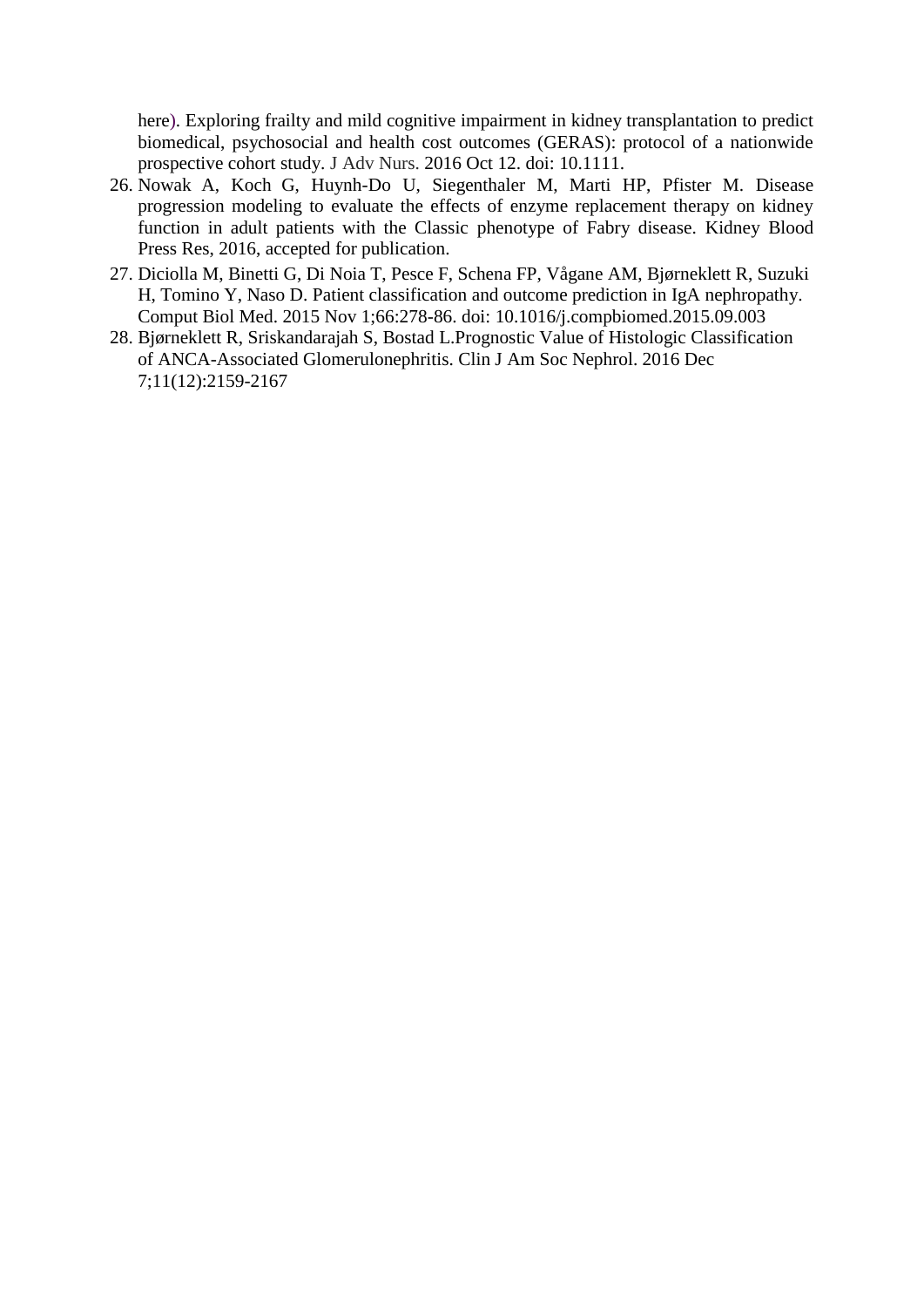here). Exploring frailty and mild cognitive impairment in kidney transplantation to predict biomedical, psychosocial and health cost outcomes (GERAS): protocol of a nationwide prospective cohort study. J Adv Nurs. 2016 Oct 12. doi: 10.1111.

26. Nowak A, Koch G, Huynh-Do U, Siegenthaler M, Marti HP, Pfister M. Disease progression modeling to evaluate the effects of enzyme replacement therapy on kidney function in adult patients with the Classic phenotype of Fabry disease. Kidney Blood Press Res, 2016, accepted for publication.
27. Diciolla M, Binetti G, Di Noia T, Pesce F, Schena FP, Vågane AM, Bjørneklett R, Suzuki H, Tomino Y, Naso D. Patient classification and outcome prediction in IgA nephropathy. Comput Biol Med. 2015 Nov 1;66:278-86. doi: 10.1016/j.compbiomed.2015.09.003
28. Bjørneklett R, Sriskandarajah S, Bostad L.Prognostic Value of Histologic Classification of ANCA-Associated Glomerulonephritis. Clin J Am Soc Nephrol. 2016 Dec 7;11(12):2159-2167